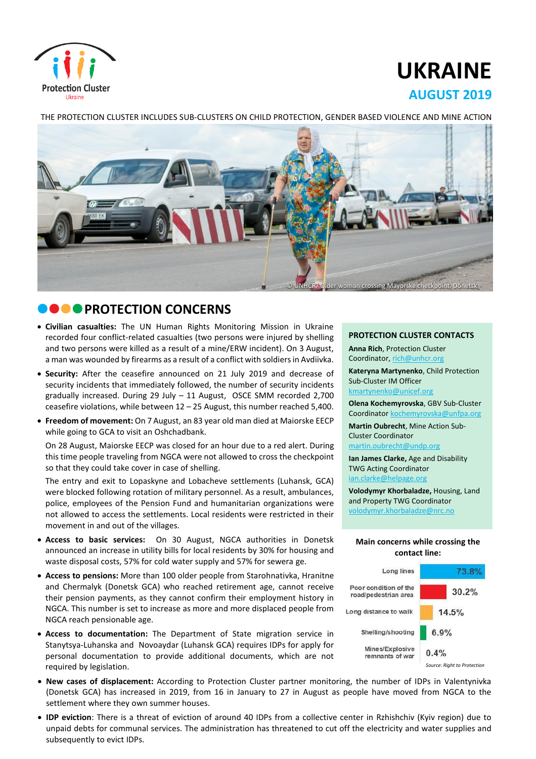Protection Cluster
Ukraine

# UKRAINE

## AUGUST 2019

THE PROTECTION CLUSTER INCLUDES SUB-CLUSTERS ON CHILD PROTECTION, GENDER BASED VIOLENCE AND MINE ACTION

© UNHCR/ Older woman crossing Mayorske checkpoint, Donetsk

## PROTECTION CONCERNS

- **Civilian casualties:** The UN Human Rights Monitoring Mission in Ukraine recorded four conflict-related casualties (two persons were injured by shelling and two persons were killed as a result of a mine/ERW incident). On 3 August, a man was wounded by firearms as a result of a conflict with soldiers in Avdiivka.
- **Security:** After the ceasefire announced on 21 July 2019 and decrease of security incidents that immediately followed, the number of security incidents gradually increased. During 29 July – 11 August, OSCE SMM recorded 2,700 ceasefire violations, while between 12 – 25 August, this number reached 5,400.
- **Freedom of movement:** On 7 August, an 83 year old man died at Maiorske EECP while going to GCA to visit an Oshchadbank.

  On 28 August, Maiorske EECP was closed for an hour due to a red alert. During this time people traveling from NGCA were not allowed to cross the checkpoint so that they could take cover in case of shelling.

  The entry and exit to Lopaskyne and Lobacheve settlements (Luhansk, GCA) were blocked following rotation of military personnel. As a result, ambulances, police, employees of the Pension Fund and humanitarian organizations were not allowed to access the settlements. Local residents were restricted in their movement in and out of the villages.
- **Access to basic services:** On 30 August, NGCA authorities in Donetsk announced an increase in utility bills for local residents by 30% for housing and waste disposal costs, 57% for cold water supply and 57% for sewera ge.
- **Access to pensions:** More than 100 older people from Starohnativka, Hranitne and Chermalyk (Donetsk GCA) who reached retirement age, cannot receive their pension payments, as they cannot confirm their employment history in NGCA. This number is set to increase as more and more displaced people from NGCA reach pensionable age.
- **Access to documentation:** The Department of State migration service in Stanytsya-Luhanska and Novoaydar (Luhansk GCA) requires IDPs for apply for personal documentation to provide additional documents, which are not required by legislation.
- **New cases of displacement:** According to Protection Cluster partner monitoring, the number of IDPs in Valentynivka (Donetsk GCA) has increased in 2019, from 16 in January to 27 in August as people have moved from NGCA to the settlement where they own summer houses.
- **IDP eviction**: There is a threat of eviction of around 40 IDPs from a collective center in Rzhishchiv (Kyiv region) due to unpaid debts for communal services. The administration has threatened to cut off the electricity and water supplies and subsequently to evict IDPs.

### PROTECTION CLUSTER CONTACTS

**Anna Rich**, Protection Cluster Coordinator, rich@unhcr.org

**Kateryna Martynenko**, Child Protection Sub-Cluster IM Officer kmartynenko@unicef.org

**Olena Kochemyrovska**, GBV Sub-Cluster Coordinator kochemyrovska@unfpa.org

**Martin Oubrecht**, Mine Action Sub-Cluster Coordinator martin.oubrecht@undp.org

**Ian James Clarke,** Age and Disability TWG Acting Coordinator ian.clarke@helpage.org

**Volodymyr Khorbaladze,** Housing, Land and Property TWG Coordinator volodymyr.khorbaladze@nrc.no

**Main concerns while crossing the contact line:**

| Concern | % |
|---|---|
| Long lines | 73.8% |
| Poor condition of the road/pedestrian area | 30.2% |
| Long distance to walk | 14.5% |
| Shelling/shooting | 6.9% |
| Mines/Explosive remnants of war | 0.4% |

*Source: Right to Protection*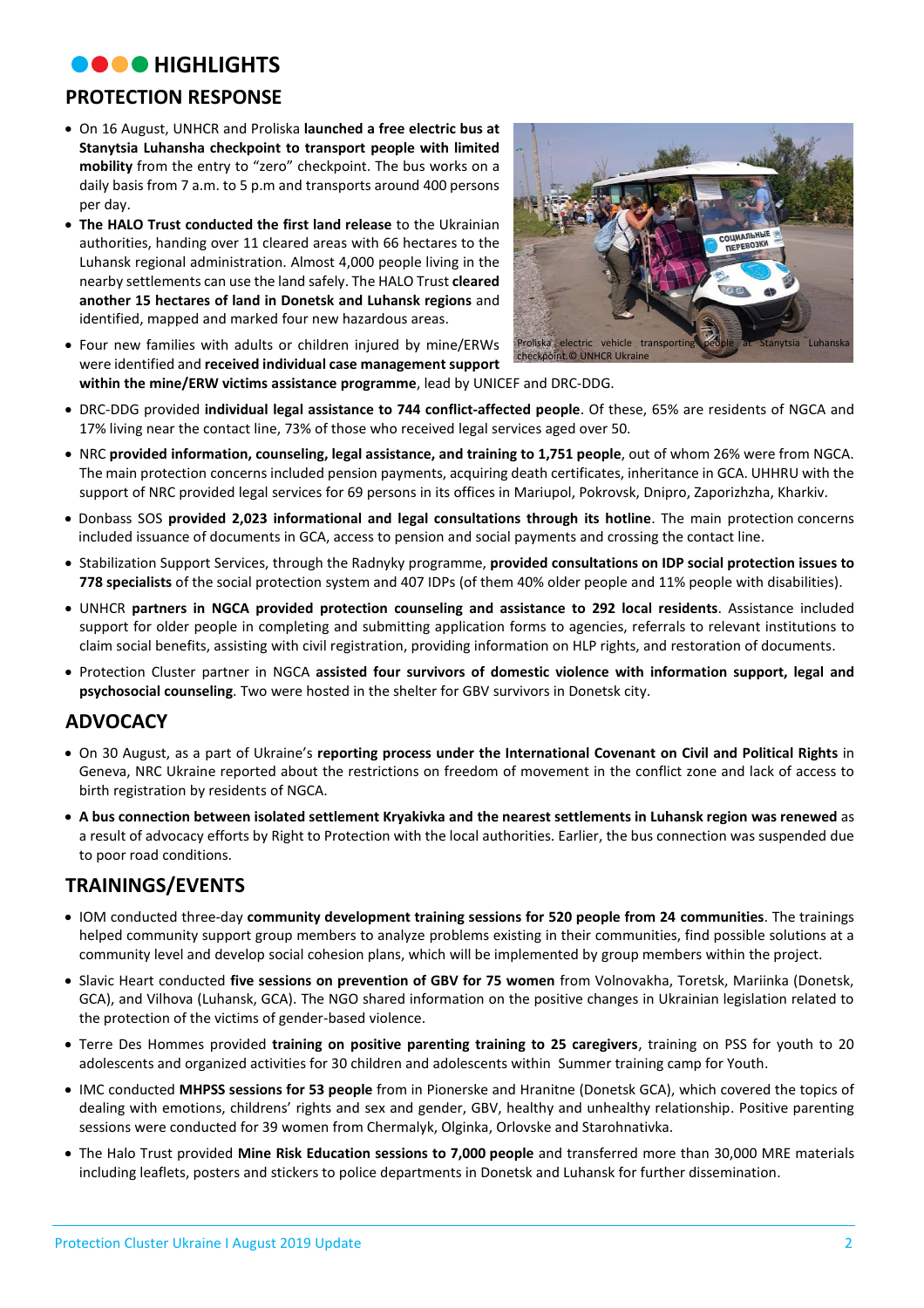## HIGHLIGHTS

### PROTECTION RESPONSE

- On 16 August, UNHCR and Proliska **launched a free electric bus at Stanytsia Luhansha checkpoint to transport people with limited mobility** from the entry to "zero" checkpoint. The bus works on a daily basis from 7 a.m. to 5 p.m and transports around 400 persons per day.
- **The HALO Trust conducted the first land release** to the Ukrainian authorities, handing over 11 cleared areas with 66 hectares to the Luhansk regional administration. Almost 4,000 people living in the nearby settlements can use the land safely. The HALO Trust **cleared another 15 hectares of land in Donetsk and Luhansk regions** and identified, mapped and marked four new hazardous areas.
- Four new families with adults or children injured by mine/ERWs were identified and **received individual case management support within the mine/ERW victims assistance programme**, lead by UNICEF and DRC-DDG.

Proliska electric vehicle transporting people at Stanytsia Luhanska checkpoint.© UNHCR Ukraine

- DRC-DDG provided **individual legal assistance to 744 conflict-affected people**. Of these, 65% are residents of NGCA and 17% living near the contact line, 73% of those who received legal services aged over 50.
- NRC **provided information, counseling, legal assistance, and training to 1,751 people**, out of whom 26% were from NGCA. The main protection concerns included pension payments, acquiring death certificates, inheritance in GCA. UHHRU with the support of NRC provided legal services for 69 persons in its offices in Mariupol, Pokrovsk, Dnipro, Zaporizhzha, Kharkiv.
- Donbass SOS **provided 2,023 informational and legal consultations through its hotline**. The main protection concerns included issuance of documents in GCA, access to pension and social payments and crossing the contact line.
- Stabilization Support Services, through the Radnyky programme, **provided consultations on IDP social protection issues to 778 specialists** of the social protection system and 407 IDPs (of them 40% older people and 11% people with disabilities).
- UNHCR **partners in NGCA provided protection counseling and assistance to 292 local residents**. Assistance included support for older people in completing and submitting application forms to agencies, referrals to relevant institutions to claim social benefits, assisting with civil registration, providing information on HLP rights, and restoration of documents.
- Protection Cluster partner in NGCA **assisted four survivors of domestic violence with information support, legal and psychosocial counseling**. Two were hosted in the shelter for GBV survivors in Donetsk city.

### ADVOCACY

- On 30 August, as a part of Ukraine's **reporting process under the International Covenant on Civil and Political Rights** in Geneva, NRC Ukraine reported about the restrictions on freedom of movement in the conflict zone and lack of access to birth registration by residents of NGCA.
- **A bus connection between isolated settlement Kryakivka and the nearest settlements in Luhansk region was renewed** as a result of advocacy efforts by Right to Protection with the local authorities. Earlier, the bus connection was suspended due to poor road conditions.

### TRAININGS/EVENTS

- IOM conducted three-day **community development training sessions for 520 people from 24 communities**. The trainings helped community support group members to analyze problems existing in their communities, find possible solutions at a community level and develop social cohesion plans, which will be implemented by group members within the project.
- Slavic Heart conducted **five sessions on prevention of GBV for 75 women** from Volnovakha, Toretsk, Mariinka (Donetsk, GCA), and Vilhova (Luhansk, GCA). The NGO shared information on the positive changes in Ukrainian legislation related to the protection of the victims of gender-based violence.
- Terre Des Hommes provided **training on positive parenting training to 25 caregivers**, training on PSS for youth to 20 adolescents and organized activities for 30 children and adolescents within Summer training camp for Youth.
- IMC conducted **MHPSS sessions for 53 people** from in Pionerske and Hranitne (Donetsk GCA), which covered the topics of dealing with emotions, childrens' rights and sex and gender, GBV, healthy and unhealthy relationship. Positive parenting sessions were conducted for 39 women from Chermalyk, Olginka, Orlovske and Starohnativka.
- The Halo Trust provided **Mine Risk Education sessions to 7,000 people** and transferred more than 30,000 MRE materials including leaflets, posters and stickers to police departments in Donetsk and Luhansk for further dissemination.